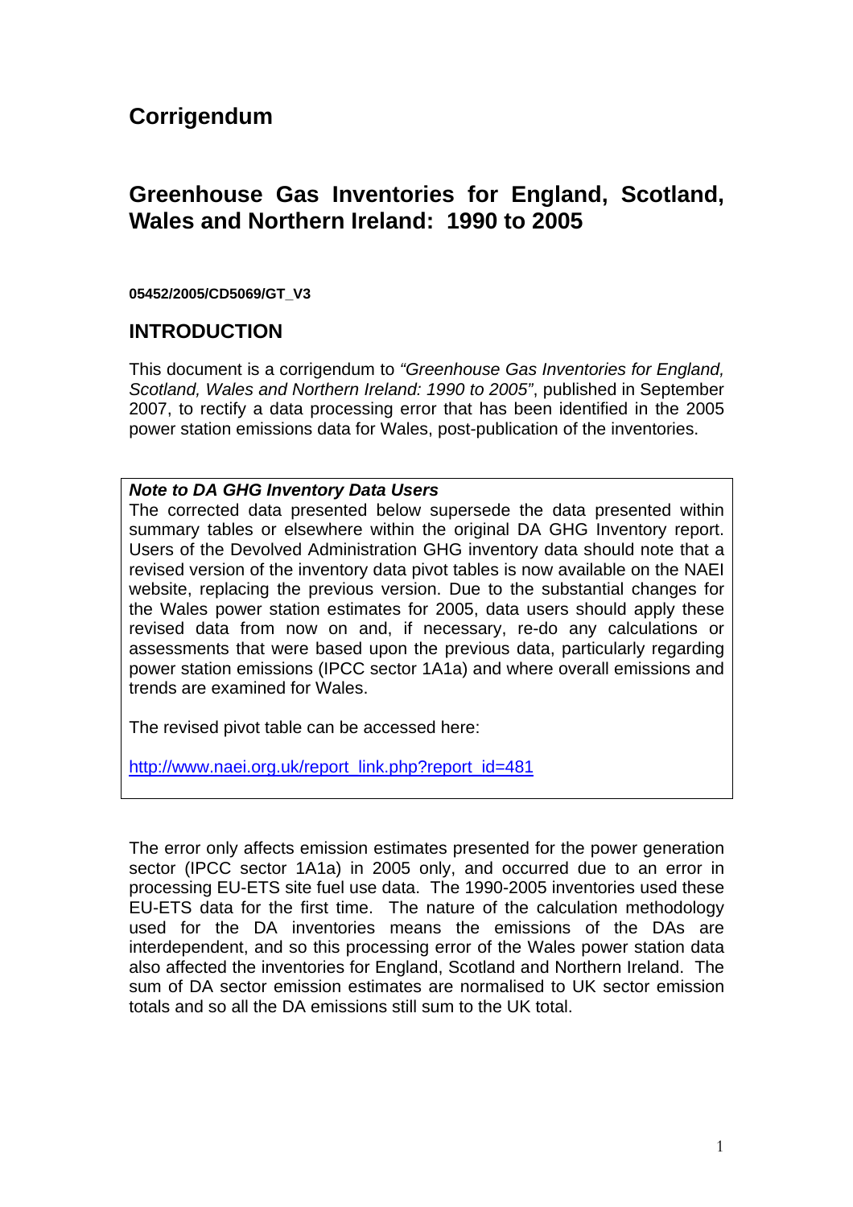# Corrigendum

## Greenhouse Gas Inventories for England, Scotland, Wales and Northern Ireland: 1990 to 2005

**05452/2005/CD5069/GT_V3**

## INTRODUCTION

This document is a corrigendum to *"Greenhouse Gas Inventories for England, Scotland, Wales and Northern Ireland: 1990 to 2005"*, published in September 2007, to rectify a data processing error that has been identified in the 2005 power station emissions data for Wales, post-publication of the inventories.

> ***Note to DA GHG Inventory Data Users***
>
> The corrected data presented below supersede the data presented within summary tables or elsewhere within the original DA GHG Inventory report. Users of the Devolved Administration GHG inventory data should note that a revised version of the inventory data pivot tables is now available on the NAEI website, replacing the previous version. Due to the substantial changes for the Wales power station estimates for 2005, data users should apply these revised data from now on and, if necessary, re-do any calculations or assessments that were based upon the previous data, particularly regarding power station emissions (IPCC sector 1A1a) and where overall emissions and trends are examined for Wales.
>
> The revised pivot table can be accessed here:
>
> http://www.naei.org.uk/report_link.php?report_id=481

The error only affects emission estimates presented for the power generation sector (IPCC sector 1A1a) in 2005 only, and occurred due to an error in processing EU-ETS site fuel use data. The 1990-2005 inventories used these EU-ETS data for the first time. The nature of the calculation methodology used for the DA inventories means the emissions of the DAs are interdependent, and so this processing error of the Wales power station data also affected the inventories for England, Scotland and Northern Ireland. The sum of DA sector emission estimates are normalised to UK sector emission totals and so all the DA emissions still sum to the UK total.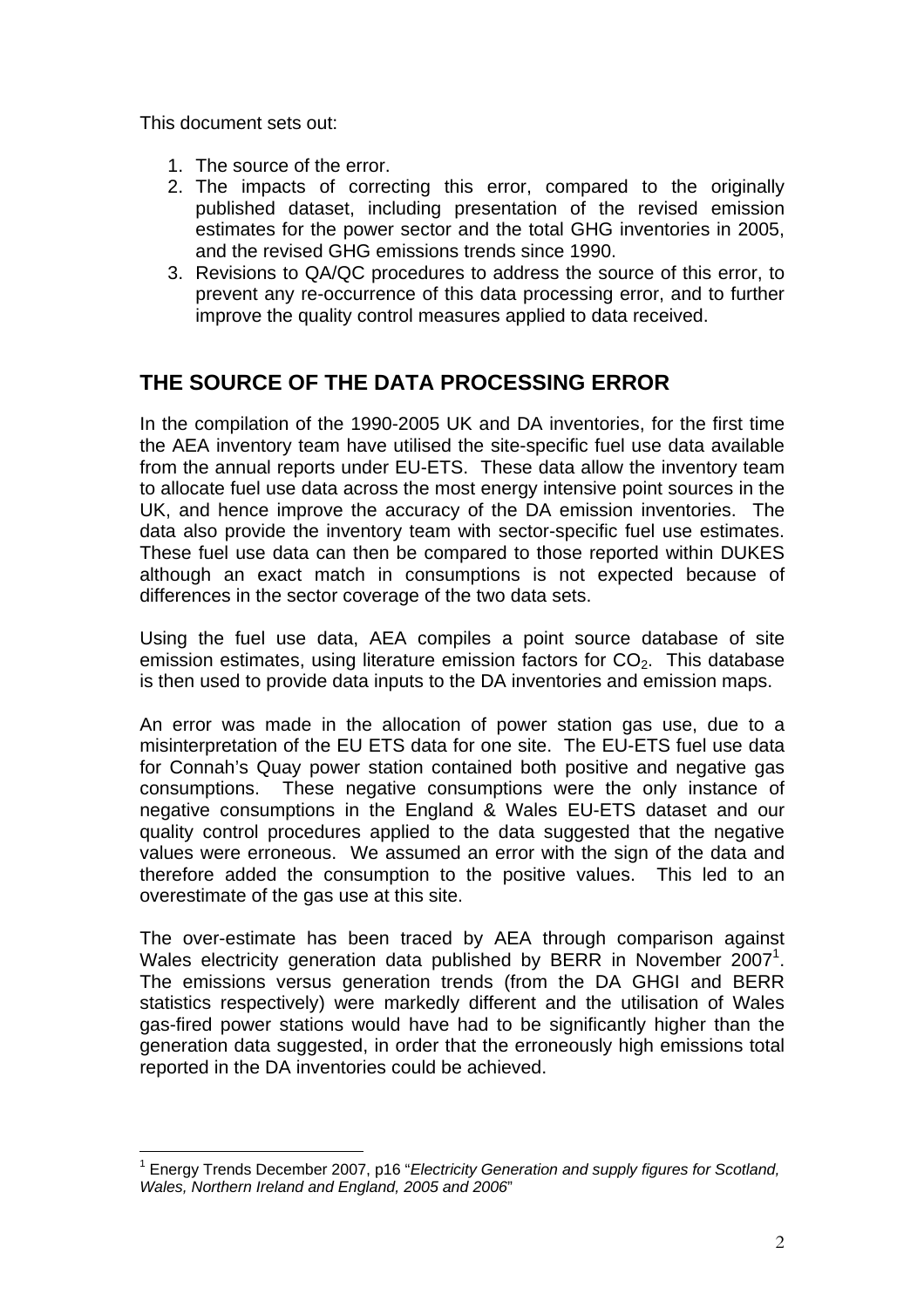This document sets out:

1. The source of the error.
2. The impacts of correcting this error, compared to the originally published dataset, including presentation of the revised emission estimates for the power sector and the total GHG inventories in 2005, and the revised GHG emissions trends since 1990.
3. Revisions to QA/QC procedures to address the source of this error, to prevent any re-occurrence of this data processing error, and to further improve the quality control measures applied to data received.

## THE SOURCE OF THE DATA PROCESSING ERROR

In the compilation of the 1990-2005 UK and DA inventories, for the first time the AEA inventory team have utilised the site-specific fuel use data available from the annual reports under EU-ETS. These data allow the inventory team to allocate fuel use data across the most energy intensive point sources in the UK, and hence improve the accuracy of the DA emission inventories. The data also provide the inventory team with sector-specific fuel use estimates. These fuel use data can then be compared to those reported within DUKES although an exact match in consumptions is not expected because of differences in the sector coverage of the two data sets.

Using the fuel use data, AEA compiles a point source database of site emission estimates, using literature emission factors for $CO_2$. This database is then used to provide data inputs to the DA inventories and emission maps.

An error was made in the allocation of power station gas use, due to a misinterpretation of the EU ETS data for one site. The EU-ETS fuel use data for Connah's Quay power station contained both positive and negative gas consumptions. These negative consumptions were the only instance of negative consumptions in the England & Wales EU-ETS dataset and our quality control procedures applied to the data suggested that the negative values were erroneous. We assumed an error with the sign of the data and therefore added the consumption to the positive values. This led to an overestimate of the gas use at this site.

The over-estimate has been traced by AEA through comparison against Wales electricity generation data published by BERR in November 2007[1]. The emissions versus generation trends (from the DA GHGI and BERR statistics respectively) were markedly different and the utilisation of Wales gas-fired power stations would have had to be significantly higher than the generation data suggested, in order that the erroneously high emissions total reported in the DA inventories could be achieved.

---

[1] Energy Trends December 2007, p16 "*Electricity Generation and supply figures for Scotland, Wales, Northern Ireland and England, 2005 and 2006*"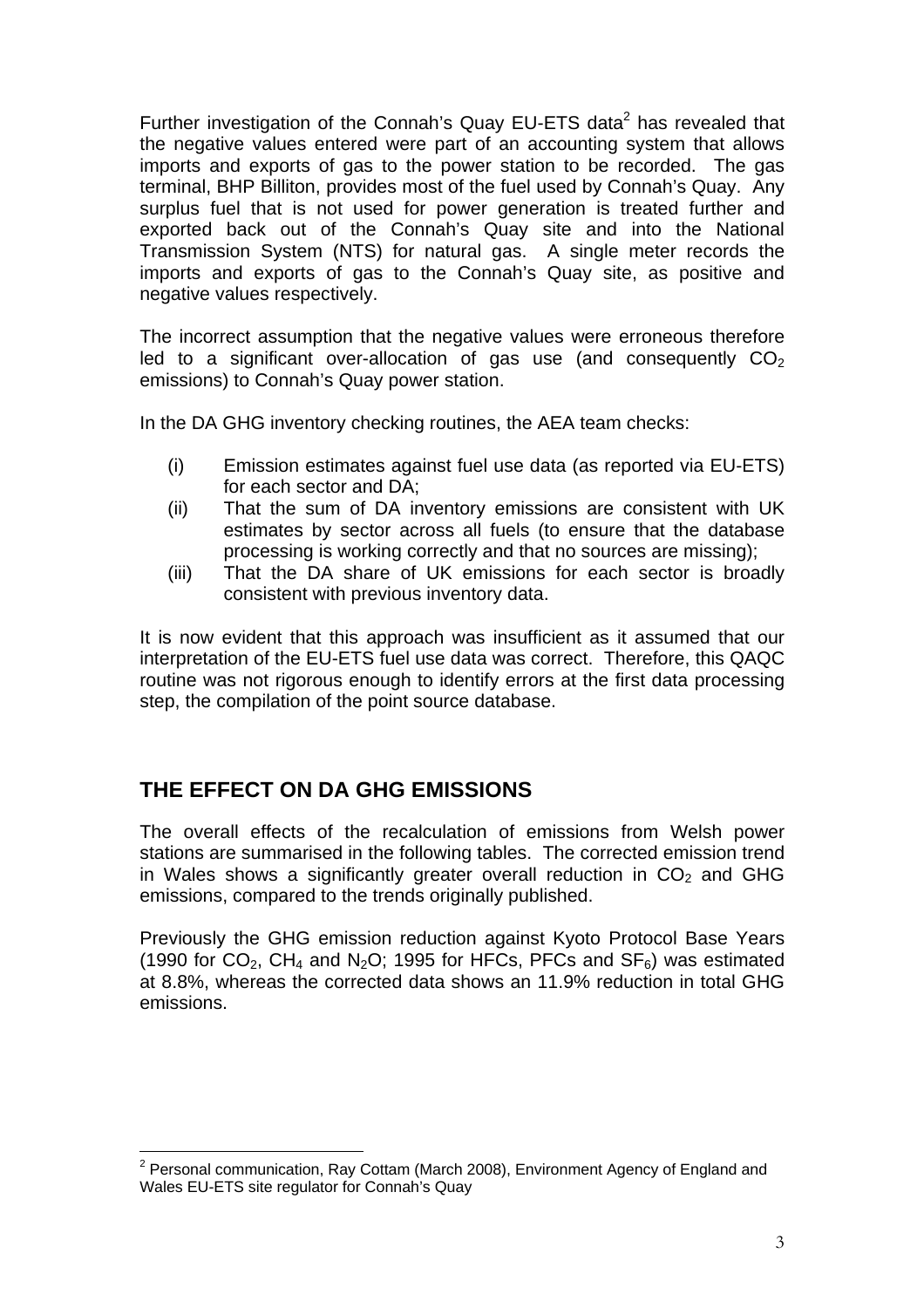Further investigation of the Connah's Quay EU-ETS data[2] has revealed that the negative values entered were part of an accounting system that allows imports and exports of gas to the power station to be recorded. The gas terminal, BHP Billiton, provides most of the fuel used by Connah's Quay. Any surplus fuel that is not used for power generation is treated further and exported back out of the Connah's Quay site and into the National Transmission System (NTS) for natural gas. A single meter records the imports and exports of gas to the Connah's Quay site, as positive and negative values respectively.

The incorrect assumption that the negative values were erroneous therefore led to a significant over-allocation of gas use (and consequently $CO_2$ emissions) to Connah's Quay power station.

In the DA GHG inventory checking routines, the AEA team checks:

(i) Emission estimates against fuel use data (as reported via EU-ETS) for each sector and DA;

(ii) That the sum of DA inventory emissions are consistent with UK estimates by sector across all fuels (to ensure that the database processing is working correctly and that no sources are missing);

(iii) That the DA share of UK emissions for each sector is broadly consistent with previous inventory data.

It is now evident that this approach was insufficient as it assumed that our interpretation of the EU-ETS fuel use data was correct. Therefore, this QAQC routine was not rigorous enough to identify errors at the first data processing step, the compilation of the point source database.

## THE EFFECT ON DA GHG EMISSIONS

The overall effects of the recalculation of emissions from Welsh power stations are summarised in the following tables. The corrected emission trend in Wales shows a significantly greater overall reduction in $CO_2$ and GHG emissions, compared to the trends originally published.

Previously the GHG emission reduction against Kyoto Protocol Base Years (1990 for $CO_2$, $CH_4$ and $N_2O$; 1995 for HFCs, PFCs and $SF_6$) was estimated at 8.8%, whereas the corrected data shows an 11.9% reduction in total GHG emissions.

[2] Personal communication, Ray Cottam (March 2008), Environment Agency of England and Wales EU-ETS site regulator for Connah's Quay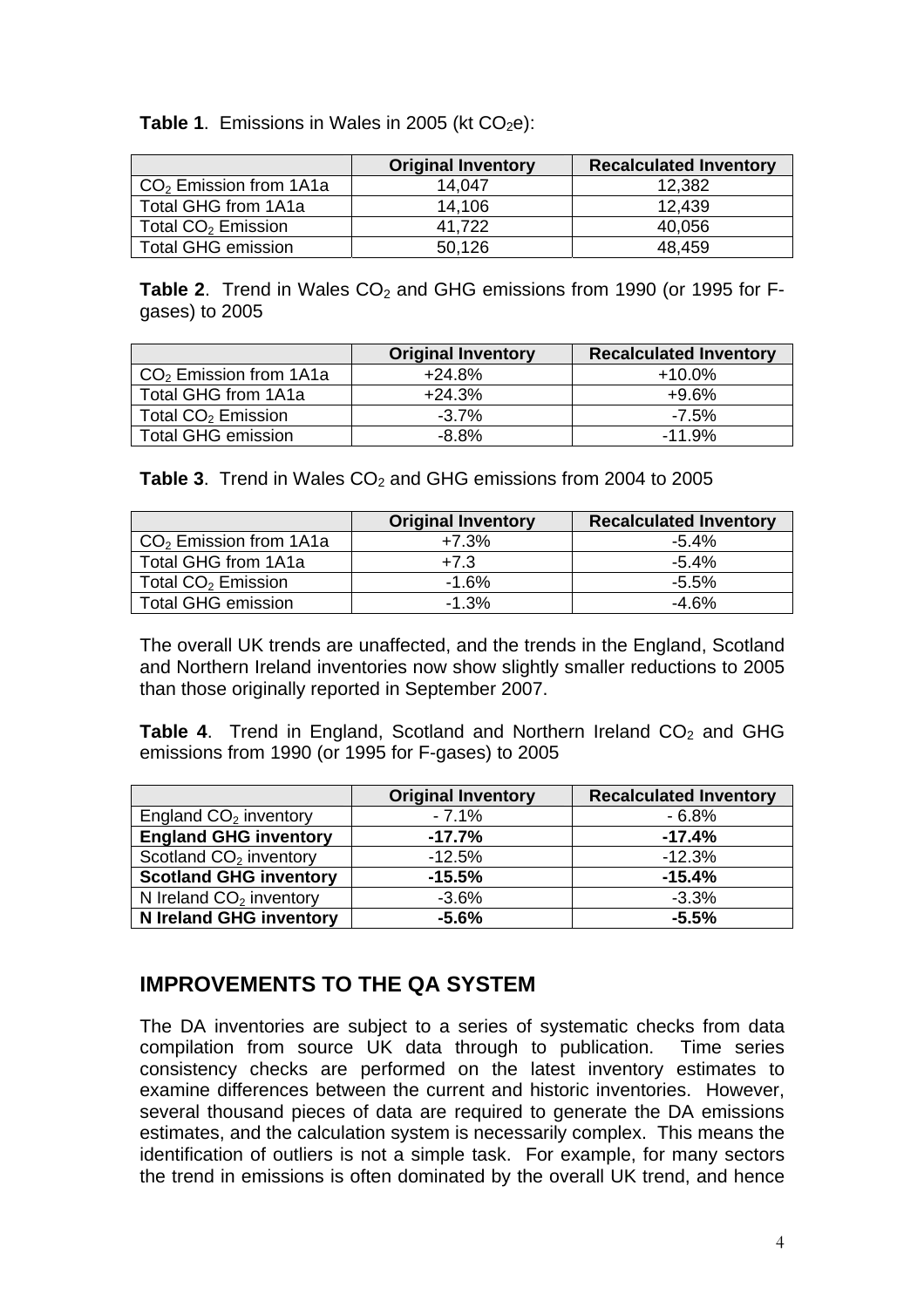**Table 1**. Emissions in Wales in 2005 (kt $CO_2e$):

| | Original Inventory | Recalculated Inventory |
|---|---|---|
| $CO_2$ Emission from 1A1a | 14,047 | 12,382 |
| Total GHG from 1A1a | 14,106 | 12,439 |
| Total $CO_2$ Emission | 41,722 | 40,056 |
| Total GHG emission | 50,126 | 48,459 |

**Table 2**. Trend in Wales $CO_2$ and GHG emissions from 1990 (or 1995 for F-gases) to 2005

| | Original Inventory | Recalculated Inventory |
|---|---|---|
| $CO_2$ Emission from 1A1a | +24.8% | +10.0% |
| Total GHG from 1A1a | +24.3% | +9.6% |
| Total $CO_2$ Emission | -3.7% | -7.5% |
| Total GHG emission | -8.8% | -11.9% |

**Table 3**. Trend in Wales $CO_2$ and GHG emissions from 2004 to 2005

| | Original Inventory | Recalculated Inventory |
|---|---|---|
| $CO_2$ Emission from 1A1a | +7.3% | -5.4% |
| Total GHG from 1A1a | +7.3 | -5.4% |
| Total $CO_2$ Emission | -1.6% | -5.5% |
| Total GHG emission | -1.3% | -4.6% |

The overall UK trends are unaffected, and the trends in the England, Scotland and Northern Ireland inventories now show slightly smaller reductions to 2005 than those originally reported in September 2007.

**Table 4**. Trend in England, Scotland and Northern Ireland $CO_2$ and GHG emissions from 1990 (or 1995 for F-gases) to 2005

| | Original Inventory | Recalculated Inventory |
|---|---|---|
| England $CO_2$ inventory | - 7.1% | - 6.8% |
| **England GHG inventory** | **-17.7%** | **-17.4%** |
| Scotland $CO_2$ inventory | -12.5% | -12.3% |
| **Scotland GHG inventory** | **-15.5%** | **-15.4%** |
| N Ireland $CO_2$ inventory | -3.6% | -3.3% |
| **N Ireland GHG inventory** | **-5.6%** | **-5.5%** |

## IMPROVEMENTS TO THE QA SYSTEM

The DA inventories are subject to a series of systematic checks from data compilation from source UK data through to publication. Time series consistency checks are performed on the latest inventory estimates to examine differences between the current and historic inventories. However, several thousand pieces of data are required to generate the DA emissions estimates, and the calculation system is necessarily complex. This means the identification of outliers is not a simple task. For example, for many sectors the trend in emissions is often dominated by the overall UK trend, and hence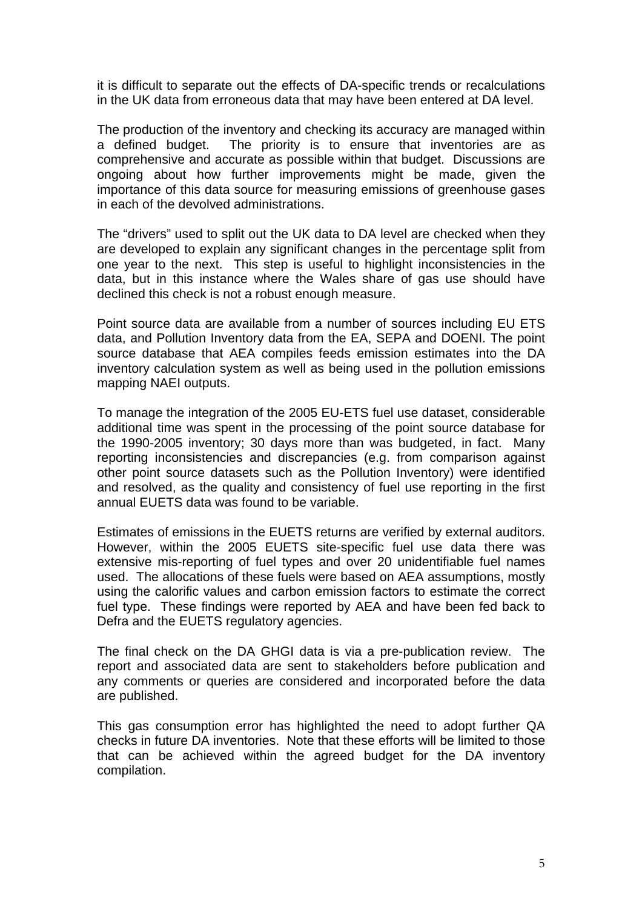it is difficult to separate out the effects of DA-specific trends or recalculations in the UK data from erroneous data that may have been entered at DA level.

The production of the inventory and checking its accuracy are managed within a defined budget. The priority is to ensure that inventories are as comprehensive and accurate as possible within that budget. Discussions are ongoing about how further improvements might be made, given the importance of this data source for measuring emissions of greenhouse gases in each of the devolved administrations.

The "drivers" used to split out the UK data to DA level are checked when they are developed to explain any significant changes in the percentage split from one year to the next. This step is useful to highlight inconsistencies in the data, but in this instance where the Wales share of gas use should have declined this check is not a robust enough measure.

Point source data are available from a number of sources including EU ETS data, and Pollution Inventory data from the EA, SEPA and DOENI. The point source database that AEA compiles feeds emission estimates into the DA inventory calculation system as well as being used in the pollution emissions mapping NAEI outputs.

To manage the integration of the 2005 EU-ETS fuel use dataset, considerable additional time was spent in the processing of the point source database for the 1990-2005 inventory; 30 days more than was budgeted, in fact. Many reporting inconsistencies and discrepancies (e.g. from comparison against other point source datasets such as the Pollution Inventory) were identified and resolved, as the quality and consistency of fuel use reporting in the first annual EUETS data was found to be variable.

Estimates of emissions in the EUETS returns are verified by external auditors. However, within the 2005 EUETS site-specific fuel use data there was extensive mis-reporting of fuel types and over 20 unidentifiable fuel names used. The allocations of these fuels were based on AEA assumptions, mostly using the calorific values and carbon emission factors to estimate the correct fuel type. These findings were reported by AEA and have been fed back to Defra and the EUETS regulatory agencies.

The final check on the DA GHGI data is via a pre-publication review. The report and associated data are sent to stakeholders before publication and any comments or queries are considered and incorporated before the data are published.

This gas consumption error has highlighted the need to adopt further QA checks in future DA inventories. Note that these efforts will be limited to those that can be achieved within the agreed budget for the DA inventory compilation.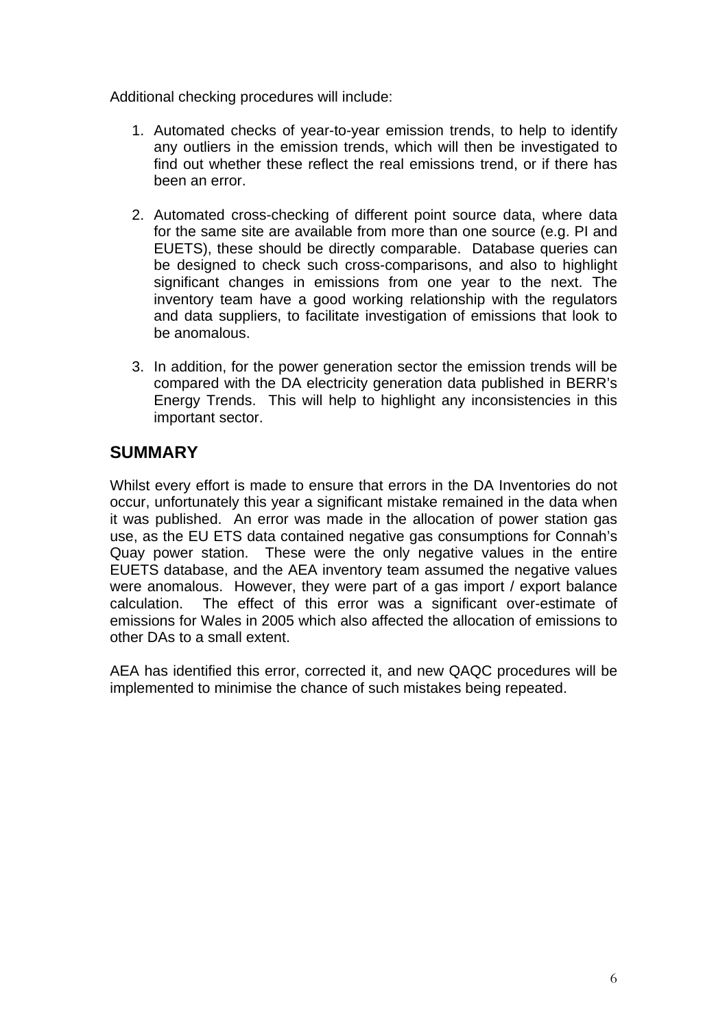Additional checking procedures will include:

1. Automated checks of year-to-year emission trends, to help to identify any outliers in the emission trends, which will then be investigated to find out whether these reflect the real emissions trend, or if there has been an error.

2. Automated cross-checking of different point source data, where data for the same site are available from more than one source (e.g. PI and EUETS), these should be directly comparable. Database queries can be designed to check such cross-comparisons, and also to highlight significant changes in emissions from one year to the next. The inventory team have a good working relationship with the regulators and data suppliers, to facilitate investigation of emissions that look to be anomalous.

3. In addition, for the power generation sector the emission trends will be compared with the DA electricity generation data published in BERR's Energy Trends. This will help to highlight any inconsistencies in this important sector.

## SUMMARY

Whilst every effort is made to ensure that errors in the DA Inventories do not occur, unfortunately this year a significant mistake remained in the data when it was published. An error was made in the allocation of power station gas use, as the EU ETS data contained negative gas consumptions for Connah's Quay power station. These were the only negative values in the entire EUETS database, and the AEA inventory team assumed the negative values were anomalous. However, they were part of a gas import / export balance calculation. The effect of this error was a significant over-estimate of emissions for Wales in 2005 which also affected the allocation of emissions to other DAs to a small extent.

AEA has identified this error, corrected it, and new QAQC procedures will be implemented to minimise the chance of such mistakes being repeated.